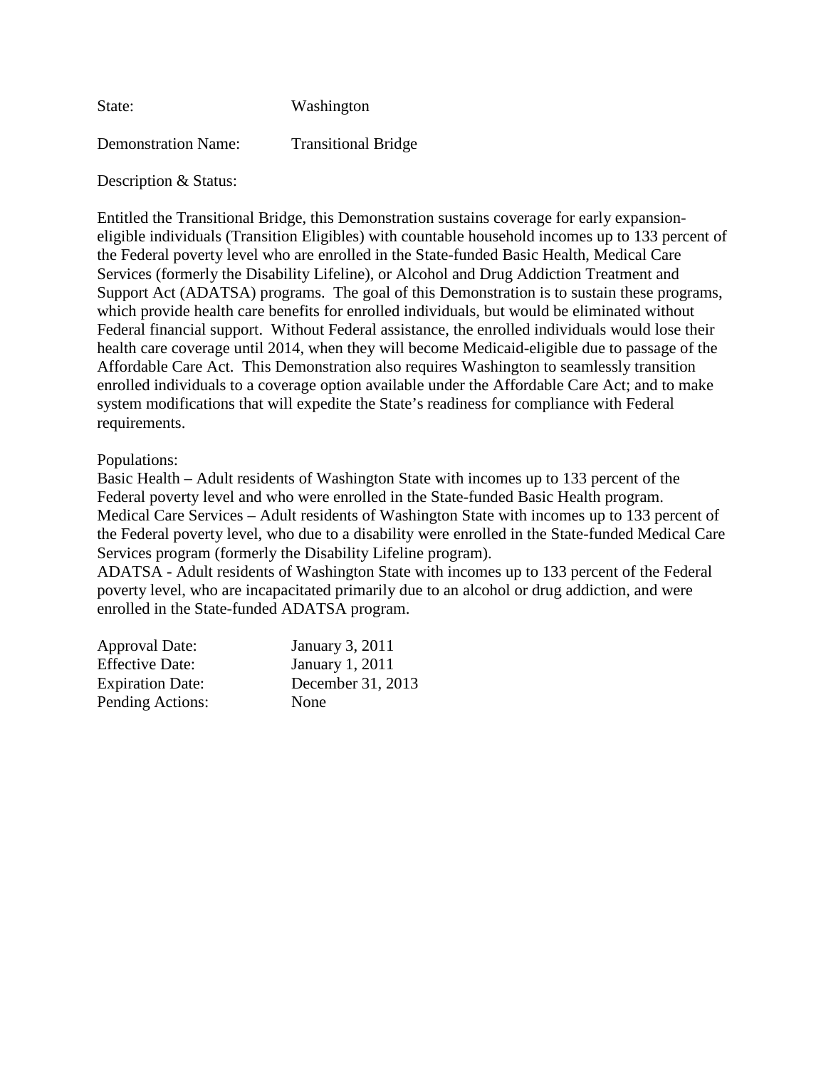State: Washington

Demonstration Name: Transitional Bridge

Description & Status:

Entitled the Transitional Bridge, this Demonstration sustains coverage for early expansion-eligible individuals (Transition Eligibles) with countable household incomes up to 133 percent of the Federal poverty level who are enrolled in the State-funded Basic Health, Medical Care Services (formerly the Disability Lifeline), or Alcohol and Drug Addiction Treatment and Support Act (ADATSA) programs. The goal of this Demonstration is to sustain these programs, which provide health care benefits for enrolled individuals, but would be eliminated without Federal financial support. Without Federal assistance, the enrolled individuals would lose their health care coverage until 2014, when they will become Medicaid-eligible due to passage of the Affordable Care Act. This Demonstration also requires Washington to seamlessly transition enrolled individuals to a coverage option available under the Affordable Care Act; and to make system modifications that will expedite the State's readiness for compliance with Federal requirements.

Populations:
Basic Health – Adult residents of Washington State with incomes up to 133 percent of the Federal poverty level and who were enrolled in the State-funded Basic Health program.
Medical Care Services – Adult residents of Washington State with incomes up to 133 percent of the Federal poverty level, who due to a disability were enrolled in the State-funded Medical Care Services program (formerly the Disability Lifeline program).
ADATSA - Adult residents of Washington State with incomes up to 133 percent of the Federal poverty level, who are incapacitated primarily due to an alcohol or drug addiction, and were enrolled in the State-funded ADATSA program.

Approval Date: January 3, 2011
Effective Date: January 1, 2011
Expiration Date: December 31, 2013
Pending Actions: None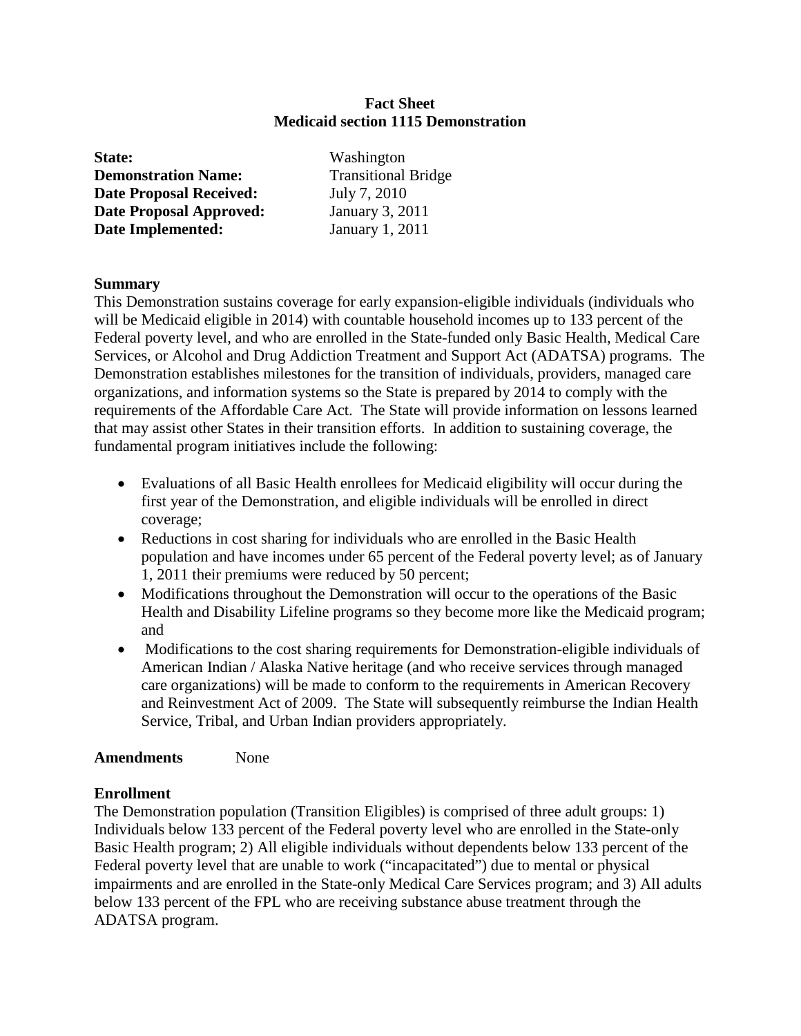**Fact Sheet**
**Medicaid section 1115 Demonstration**

**State:** Washington
**Demonstration Name:** Transitional Bridge
**Date Proposal Received:** July 7, 2010
**Date Proposal Approved:** January 3, 2011
**Date Implemented:** January 1, 2011

**Summary**

This Demonstration sustains coverage for early expansion-eligible individuals (individuals who will be Medicaid eligible in 2014) with countable household incomes up to 133 percent of the Federal poverty level, and who are enrolled in the State-funded only Basic Health, Medical Care Services, or Alcohol and Drug Addiction Treatment and Support Act (ADATSA) programs. The Demonstration establishes milestones for the transition of individuals, providers, managed care organizations, and information systems so the State is prepared by 2014 to comply with the requirements of the Affordable Care Act. The State will provide information on lessons learned that may assist other States in their transition efforts. In addition to sustaining coverage, the fundamental program initiatives include the following:

- Evaluations of all Basic Health enrollees for Medicaid eligibility will occur during the first year of the Demonstration, and eligible individuals will be enrolled in direct coverage;
- Reductions in cost sharing for individuals who are enrolled in the Basic Health population and have incomes under 65 percent of the Federal poverty level; as of January 1, 2011 their premiums were reduced by 50 percent;
- Modifications throughout the Demonstration will occur to the operations of the Basic Health and Disability Lifeline programs so they become more like the Medicaid program; and
- Modifications to the cost sharing requirements for Demonstration-eligible individuals of American Indian / Alaska Native heritage (and who receive services through managed care organizations) will be made to conform to the requirements in American Recovery and Reinvestment Act of 2009. The State will subsequently reimburse the Indian Health Service, Tribal, and Urban Indian providers appropriately.

**Amendments** None

**Enrollment**

The Demonstration population (Transition Eligibles) is comprised of three adult groups: 1) Individuals below 133 percent of the Federal poverty level who are enrolled in the State-only Basic Health program; 2) All eligible individuals without dependents below 133 percent of the Federal poverty level that are unable to work ("incapacitated") due to mental or physical impairments and are enrolled in the State-only Medical Care Services program; and 3) All adults below 133 percent of the FPL who are receiving substance abuse treatment through the ADATSA program.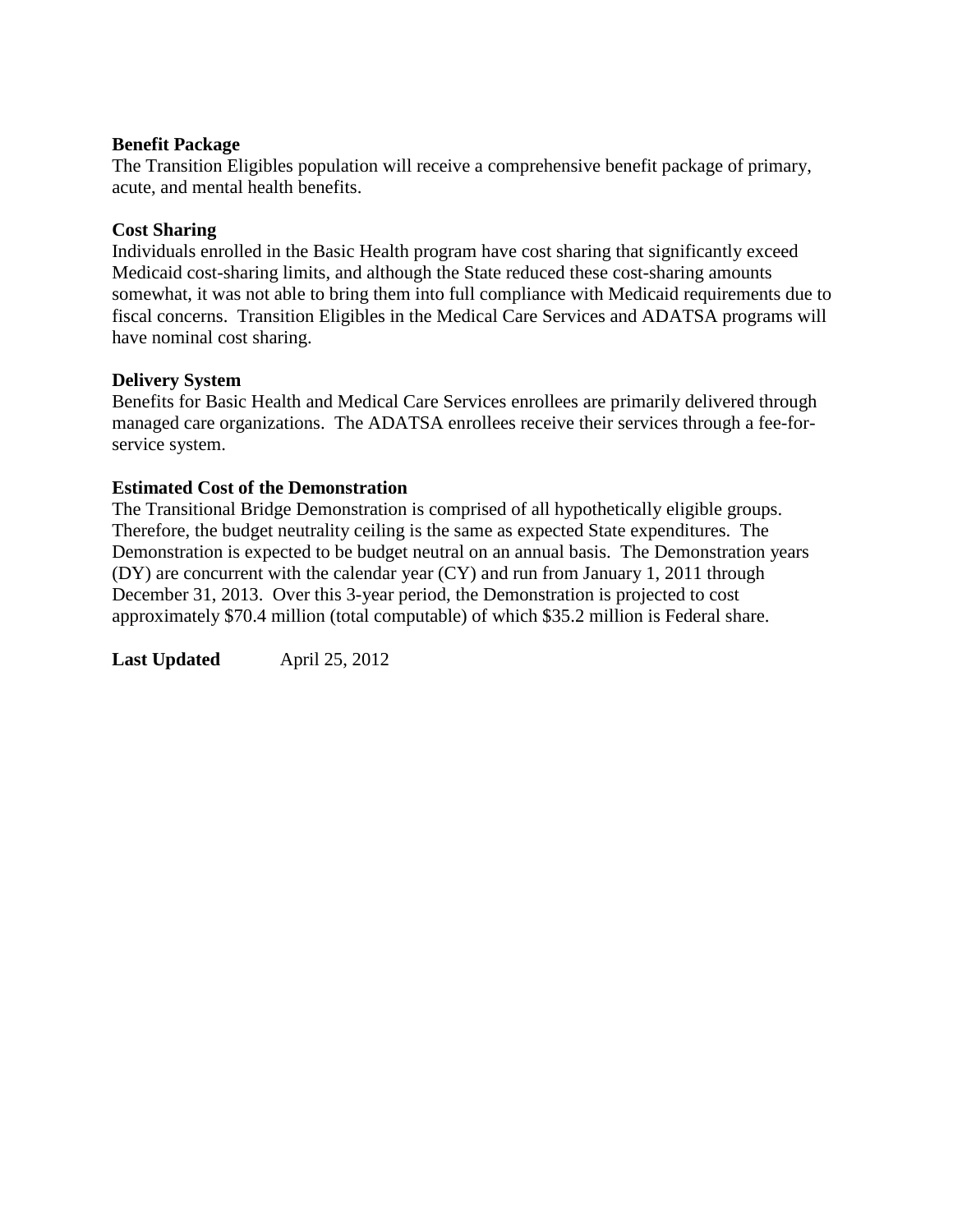**Benefit Package**
The Transition Eligibles population will receive a comprehensive benefit package of primary, acute, and mental health benefits.

**Cost Sharing**
Individuals enrolled in the Basic Health program have cost sharing that significantly exceed Medicaid cost-sharing limits, and although the State reduced these cost-sharing amounts somewhat, it was not able to bring them into full compliance with Medicaid requirements due to fiscal concerns. Transition Eligibles in the Medical Care Services and ADATSA programs will have nominal cost sharing.

**Delivery System**
Benefits for Basic Health and Medical Care Services enrollees are primarily delivered through managed care organizations. The ADATSA enrollees receive their services through a fee-for-service system.

**Estimated Cost of the Demonstration**
The Transitional Bridge Demonstration is comprised of all hypothetically eligible groups. Therefore, the budget neutrality ceiling is the same as expected State expenditures. The Demonstration is expected to be budget neutral on an annual basis. The Demonstration years (DY) are concurrent with the calendar year (CY) and run from January 1, 2011 through December 31, 2013. Over this 3-year period, the Demonstration is projected to cost approximately $70.4 million (total computable) of which $35.2 million is Federal share.

**Last Updated** April 25, 2012